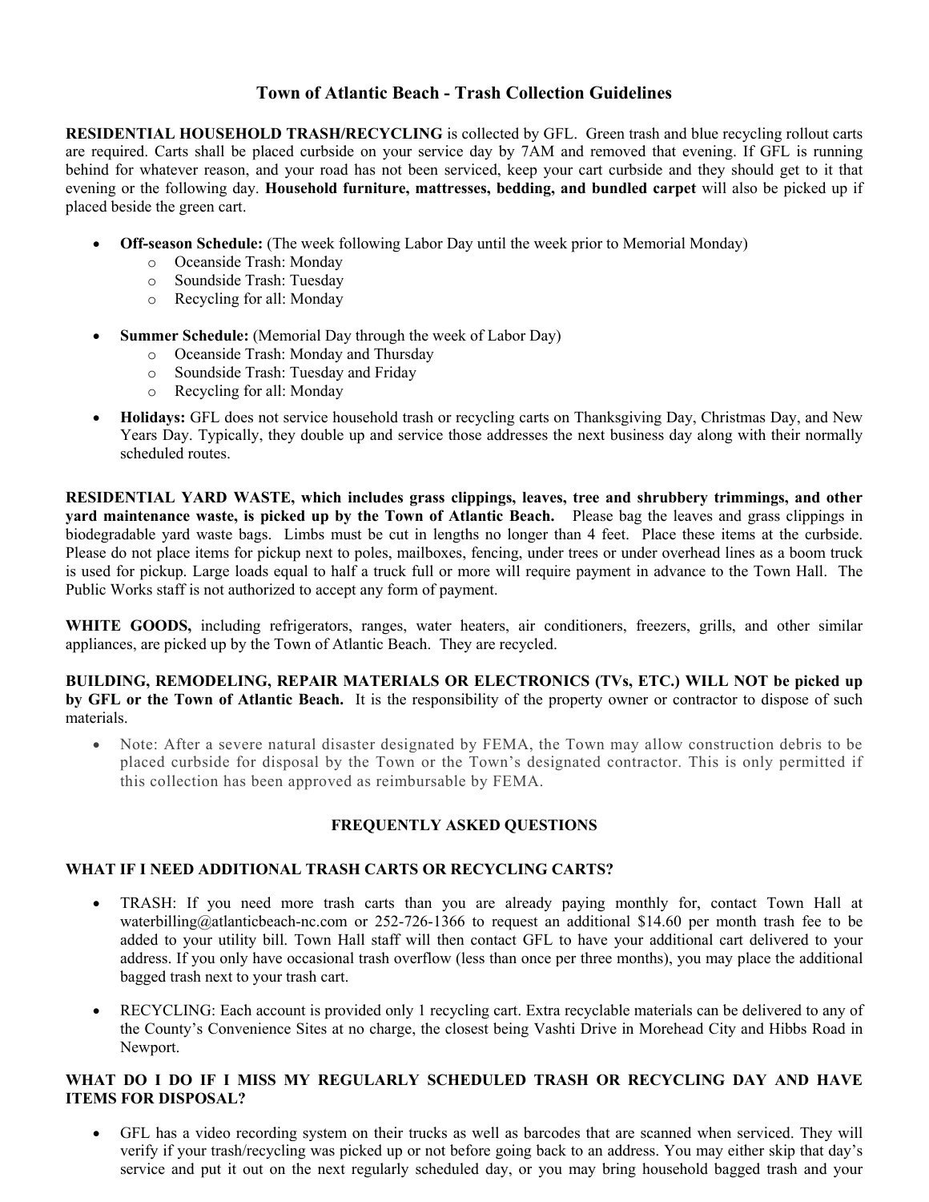# Town of Atlantic Beach - Trash Collection Guidelines

**RESIDENTIAL HOUSEHOLD TRASH/RECYCLING** is collected by GFL. Green trash and blue recycling rollout carts are required. Carts shall be placed curbside on your service day by 7AM and removed that evening. If GFL is running behind for whatever reason, and your road has not been serviced, keep your cart curbside and they should get to it that evening or the following day. **Household furniture, mattresses, bedding, and bundled carpet** will also be picked up if placed beside the green cart.

- **Off-season Schedule:** (The week following Labor Day until the week prior to Memorial Monday)
  - Oceanside Trash: Monday
  - Soundside Trash: Tuesday
  - Recycling for all: Monday

- **Summer Schedule:** (Memorial Day through the week of Labor Day)
  - Oceanside Trash: Monday and Thursday
  - Soundside Trash: Tuesday and Friday
  - Recycling for all: Monday
- **Holidays:** GFL does not service household trash or recycling carts on Thanksgiving Day, Christmas Day, and New Years Day. Typically, they double up and service those addresses the next business day along with their normally scheduled routes.

**RESIDENTIAL YARD WASTE, which includes grass clippings, leaves, tree and shrubbery trimmings, and other yard maintenance waste, is picked up by the Town of Atlantic Beach.** Please bag the leaves and grass clippings in biodegradable yard waste bags. Limbs must be cut in lengths no longer than 4 feet. Place these items at the curbside. Please do not place items for pickup next to poles, mailboxes, fencing, under trees or under overhead lines as a boom truck is used for pickup. Large loads equal to half a truck full or more will require payment in advance to the Town Hall. The Public Works staff is not authorized to accept any form of payment.

**WHITE GOODS,** including refrigerators, ranges, water heaters, air conditioners, freezers, grills, and other similar appliances, are picked up by the Town of Atlantic Beach. They are recycled.

**BUILDING, REMODELING, REPAIR MATERIALS OR ELECTRONICS (TVs, ETC.) WILL NOT be picked up by GFL or the Town of Atlantic Beach.** It is the responsibility of the property owner or contractor to dispose of such materials.

- Note: After a severe natural disaster designated by FEMA, the Town may allow construction debris to be placed curbside for disposal by the Town or the Town's designated contractor. This is only permitted if this collection has been approved as reimbursable by FEMA.

## FREQUENTLY ASKED QUESTIONS

### WHAT IF I NEED ADDITIONAL TRASH CARTS OR RECYCLING CARTS?

- TRASH: If you need more trash carts than you are already paying monthly for, contact Town Hall at waterbilling@atlanticbeach-nc.com or 252-726-1366 to request an additional $14.60 per month trash fee to be added to your utility bill. Town Hall staff will then contact GFL to have your additional cart delivered to your address. If you only have occasional trash overflow (less than once per three months), you may place the additional bagged trash next to your trash cart.

- RECYCLING: Each account is provided only 1 recycling cart. Extra recyclable materials can be delivered to any of the County's Convenience Sites at no charge, the closest being Vashti Drive in Morehead City and Hibbs Road in Newport.

### WHAT DO I DO IF I MISS MY REGULARLY SCHEDULED TRASH OR RECYCLING DAY AND HAVE ITEMS FOR DISPOSAL?

- GFL has a video recording system on their trucks as well as barcodes that are scanned when serviced. They will verify if your trash/recycling was picked up or not before going back to an address. You may either skip that day's service and put it out on the next regularly scheduled day, or you may bring household bagged trash and your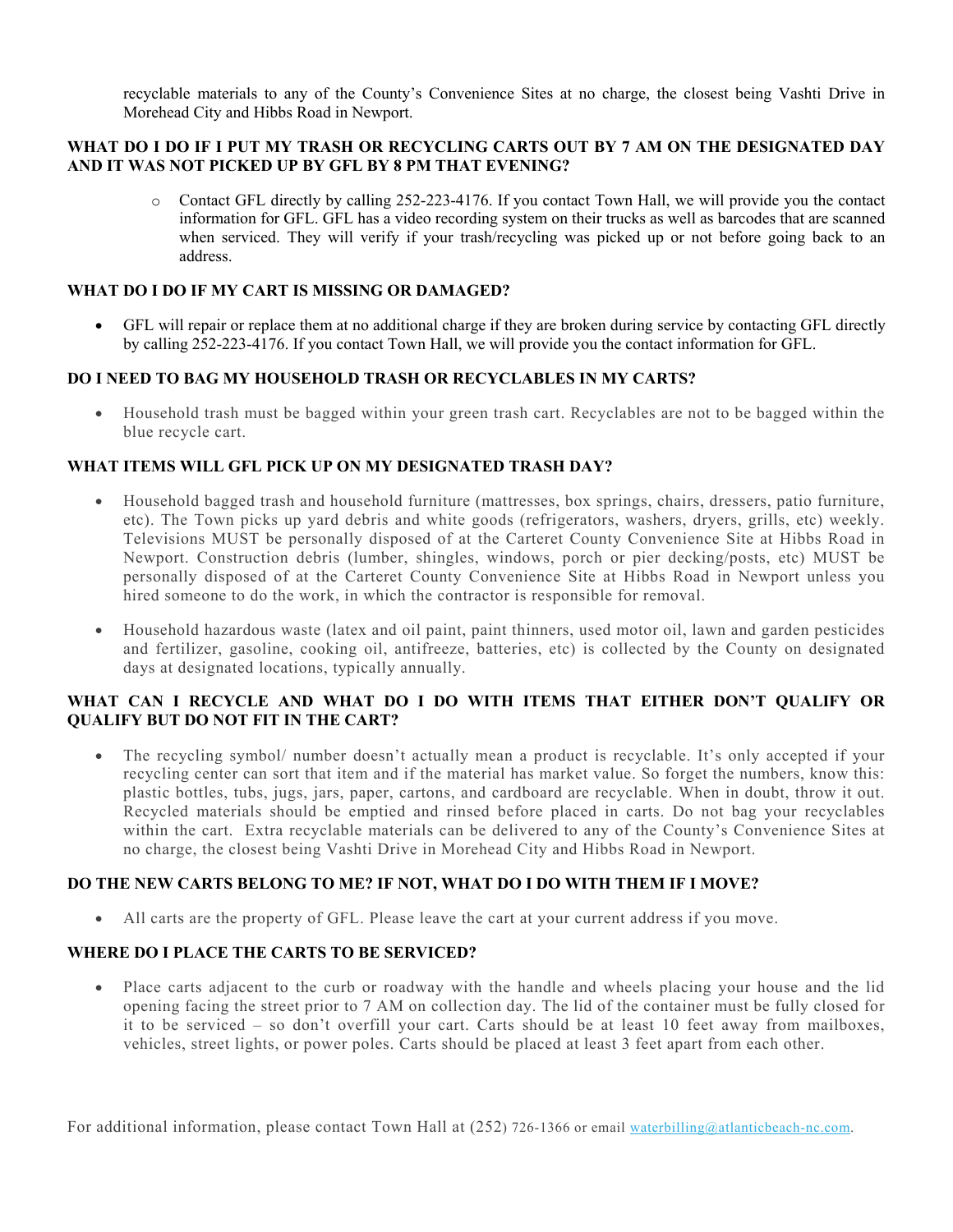recyclable materials to any of the County's Convenience Sites at no charge, the closest being Vashti Drive in Morehead City and Hibbs Road in Newport.

**WHAT DO I DO IF I PUT MY TRASH OR RECYCLING CARTS OUT BY 7 AM ON THE DESIGNATED DAY AND IT WAS NOT PICKED UP BY GFL BY 8 PM THAT EVENING?**

- Contact GFL directly by calling 252-223-4176. If you contact Town Hall, we will provide you the contact information for GFL. GFL has a video recording system on their trucks as well as barcodes that are scanned when serviced. They will verify if your trash/recycling was picked up or not before going back to an address.

**WHAT DO I DO IF MY CART IS MISSING OR DAMAGED?**

- GFL will repair or replace them at no additional charge if they are broken during service by contacting GFL directly by calling 252-223-4176. If you contact Town Hall, we will provide you the contact information for GFL.

**DO I NEED TO BAG MY HOUSEHOLD TRASH OR RECYCLABLES IN MY CARTS?**

- Household trash must be bagged within your green trash cart. Recyclables are not to be bagged within the blue recycle cart.

**WHAT ITEMS WILL GFL PICK UP ON MY DESIGNATED TRASH DAY?**

- Household bagged trash and household furniture (mattresses, box springs, chairs, dressers, patio furniture, etc). The Town picks up yard debris and white goods (refrigerators, washers, dryers, grills, etc) weekly. Televisions MUST be personally disposed of at the Carteret County Convenience Site at Hibbs Road in Newport. Construction debris (lumber, shingles, windows, porch or pier decking/posts, etc) MUST be personally disposed of at the Carteret County Convenience Site at Hibbs Road in Newport unless you hired someone to do the work, in which the contractor is responsible for removal.

- Household hazardous waste (latex and oil paint, paint thinners, used motor oil, lawn and garden pesticides and fertilizer, gasoline, cooking oil, antifreeze, batteries, etc) is collected by the County on designated days at designated locations, typically annually.

**WHAT CAN I RECYCLE AND WHAT DO I DO WITH ITEMS THAT EITHER DON'T QUALIFY OR QUALIFY BUT DO NOT FIT IN THE CART?**

- The recycling symbol/ number doesn't actually mean a product is recyclable. It's only accepted if your recycling center can sort that item and if the material has market value. So forget the numbers, know this: plastic bottles, tubs, jugs, jars, paper, cartons, and cardboard are recyclable. When in doubt, throw it out. Recycled materials should be emptied and rinsed before placed in carts. Do not bag your recyclables within the cart. Extra recyclable materials can be delivered to any of the County's Convenience Sites at no charge, the closest being Vashti Drive in Morehead City and Hibbs Road in Newport.

**DO THE NEW CARTS BELONG TO ME? IF NOT, WHAT DO I DO WITH THEM IF I MOVE?**

- All carts are the property of GFL. Please leave the cart at your current address if you move.

**WHERE DO I PLACE THE CARTS TO BE SERVICED?**

- Place carts adjacent to the curb or roadway with the handle and wheels placing your house and the lid opening facing the street prior to 7 AM on collection day. The lid of the container must be fully closed for it to be serviced – so don't overfill your cart. Carts should be at least 10 feet away from mailboxes, vehicles, street lights, or power poles. Carts should be placed at least 3 feet apart from each other.

For additional information, please contact Town Hall at (252) 726-1366 or email waterbilling@atlanticbeach-nc.com.